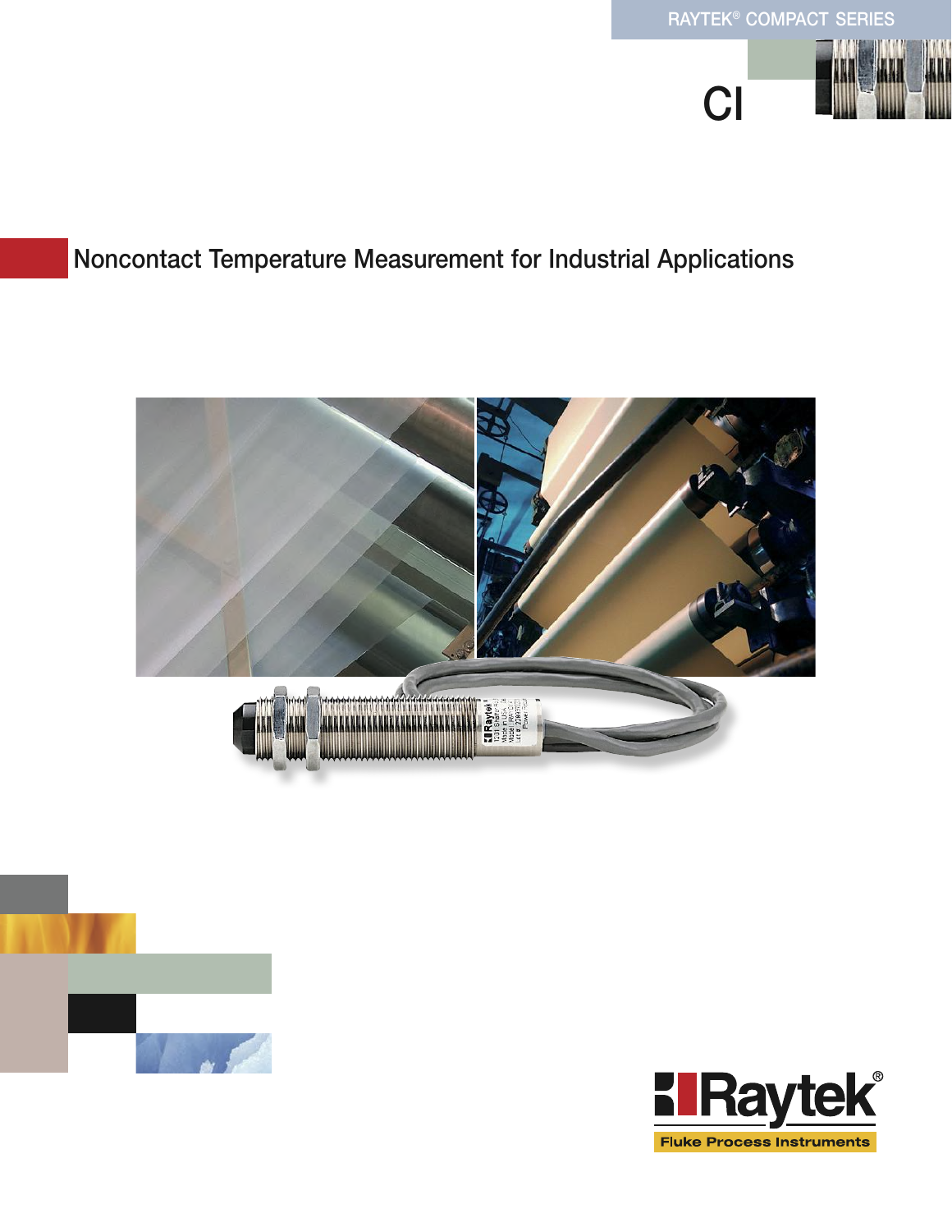RAYTEK® COMPACT SERIES

# CI

## Noncontact Temperature Measurement for Industrial Applications

Raytek®

Fluke Process Instruments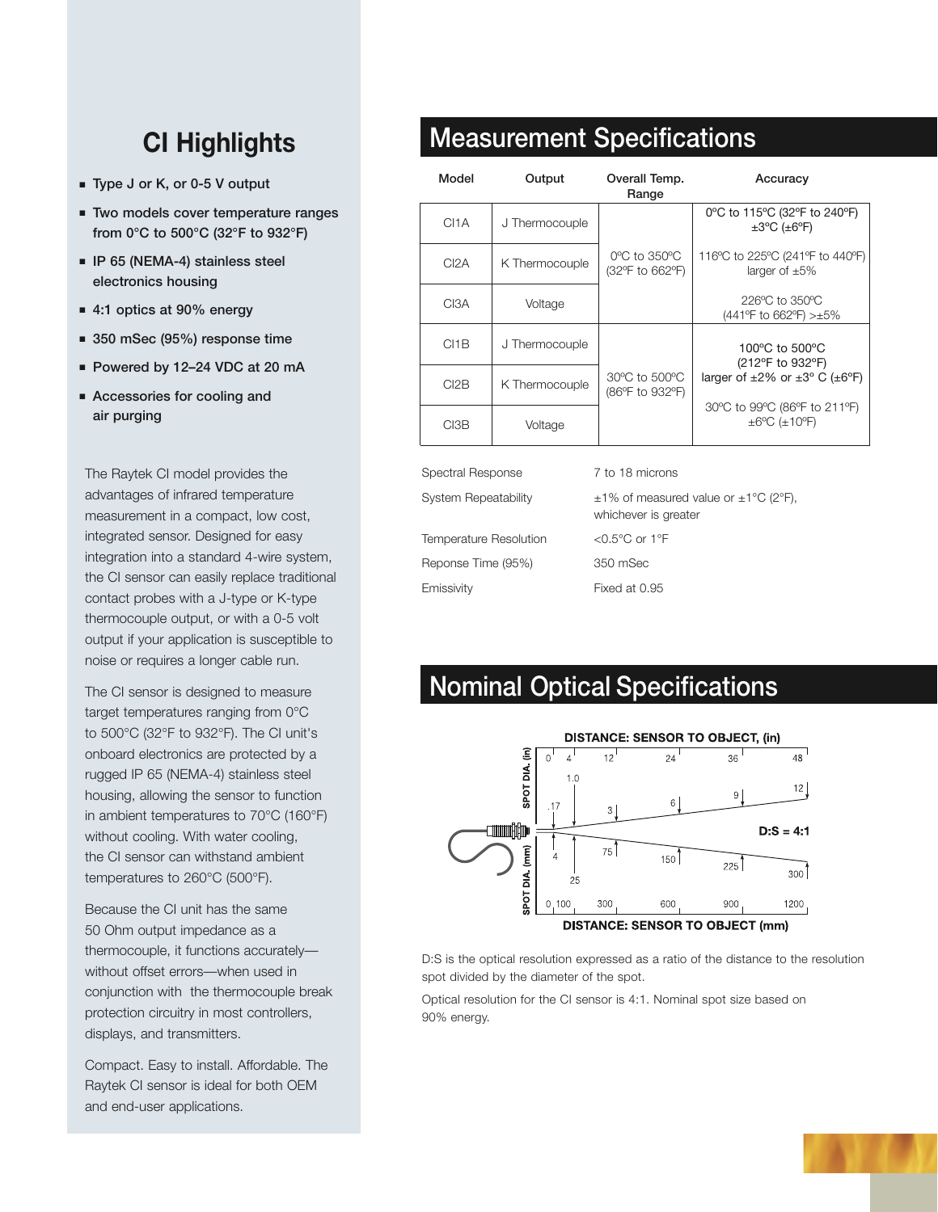## CI Highlights

- Type J or K, or 0-5 V output
- Two models cover temperature ranges from 0°C to 500°C (32°F to 932°F)
- IP 65 (NEMA-4) stainless steel electronics housing
- 4:1 optics at 90% energy
- 350 mSec (95%) response time
- Powered by 12–24 VDC at 20 mA
- Accessories for cooling and air purging

The Raytek CI model provides the advantages of infrared temperature measurement in a compact, low cost, integrated sensor. Designed for easy integration into a standard 4-wire system, the CI sensor can easily replace traditional contact probes with a J-type or K-type thermocouple output, or with a 0-5 volt output if your application is susceptible to noise or requires a longer cable run.

The CI sensor is designed to measure target temperatures ranging from 0°C to 500°C (32°F to 932°F). The CI unit's onboard electronics are protected by a rugged IP 65 (NEMA-4) stainless steel housing, allowing the sensor to function in ambient temperatures to 70°C (160°F) without cooling. With water cooling, the CI sensor can withstand ambient temperatures to 260°C (500°F).

Because the CI unit has the same 50 Ohm output impedance as a thermocouple, it functions accurately—without offset errors—when used in conjunction with the thermocouple break protection circuitry in most controllers, displays, and transmitters.

Compact. Easy to install. Affordable. The Raytek CI sensor is ideal for both OEM and end-user applications.

## Measurement Specifications

| Model | Output | Overall Temp. Range | Accuracy |
|---|---|---|---|
| CI1A | J Thermocouple | 0ºC to 350ºC (32ºF to 662ºF) | 0ºC to 115ºC (32ºF to 240ºF) ±3ºC (±6ºF) |
| CI2A | K Thermocouple | | 116ºC to 225ºC (241ºF to 440ºF) larger of ±5% |
| CI3A | Voltage | | 226ºC to 350ºC (441ºF to 662ºF) >±5% |
| CI1B | J Thermocouple | 30ºC to 500ºC (86ºF to 932ºF) | 100ºC to 500ºC (212ºF to 932ºF) larger of ±2% or ±3º C (±6ºF) |
| CI2B | K Thermocouple | | |
| CI3B | Voltage | | 30ºC to 99ºC (86ºF to 211ºF) ±6ºC (±10ºF) |

| | |
|---|---|
| Spectral Response | 7 to 18 microns |
| System Repeatability | ±1% of measured value or ±1°C (2°F), whichever is greater |
| Temperature Resolution | <0.5°C or 1°F |
| Reponse Time (95%) | 350 mSec |
| Emissivity | Fixed at 0.95 |

## Nominal Optical Specifications

DISTANCE: SENSOR TO OBJECT, (in)

| Distance (in) | 0 | 4 | 12 | 24 | 36 | 48 |
|---|---|---|---|---|---|---|
| Spot Dia. (in) | .17 | 1.0 | 3 | 6 | 9 | 12 |

D:S = 4:1

| Distance (mm) | 0 | 100 | 300 | 600 | 900 | 1200 |
|---|---|---|---|---|---|---|
| Spot Dia. (mm) | 4 | 25 | 75 | 150 | 225 | 300 |

DISTANCE: SENSOR TO OBJECT (mm)

D:S is the optical resolution expressed as a ratio of the distance to the resolution spot divided by the diameter of the spot.

Optical resolution for the CI sensor is 4:1. Nominal spot size based on 90% energy.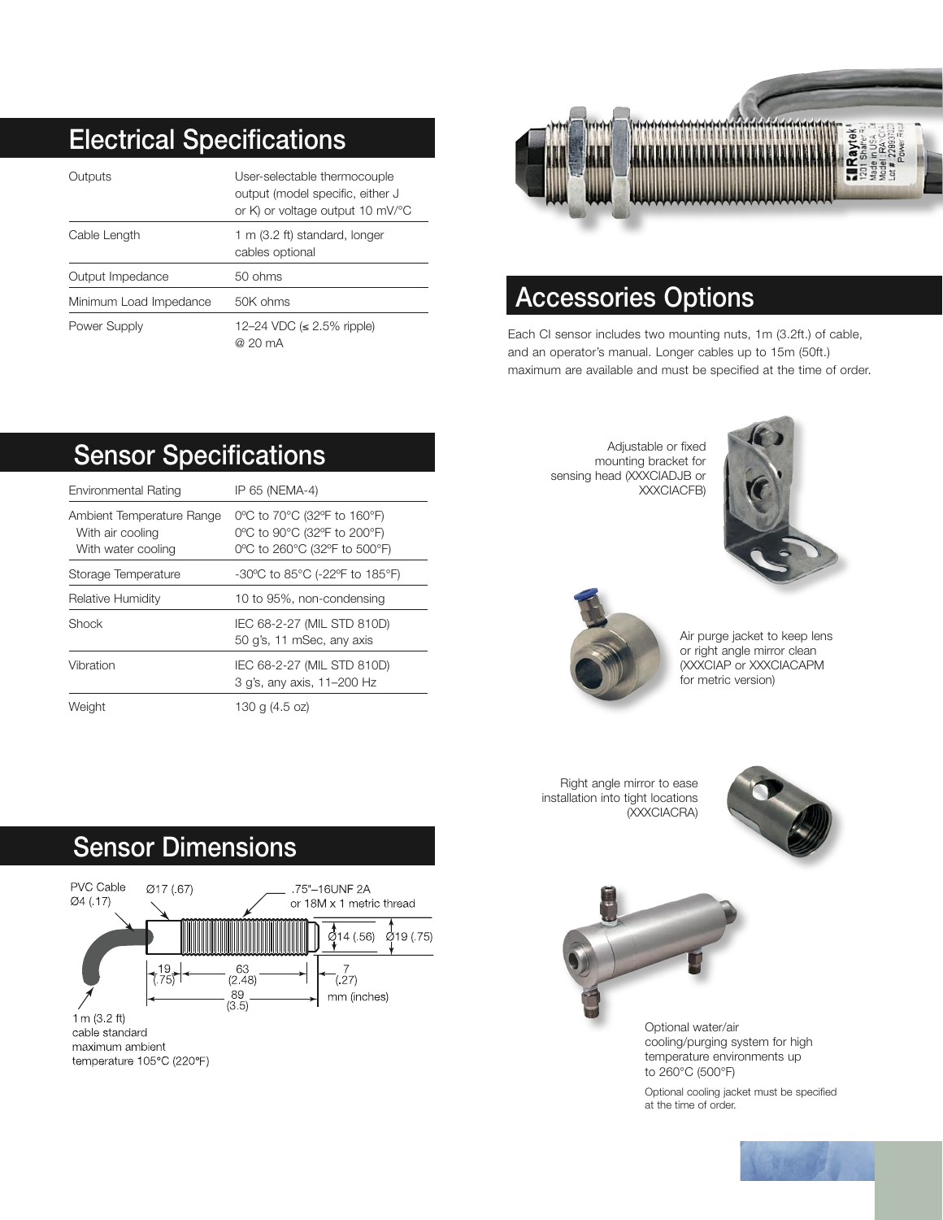## Electrical Specifications

| | |
|---|---|
| Outputs | User-selectable thermocouple output (model specific, either J or K) or voltage output 10 mV/°C |
| Cable Length | 1 m (3.2 ft) standard, longer cables optional |
| Output Impedance | 50 ohms |
| Minimum Load Impedance | 50K ohms |
| Power Supply | 12–24 VDC (≤ 2.5% ripple) @ 20 mA |

## Sensor Specifications

| | |
|---|---|
| Environmental Rating | IP 65 (NEMA-4) |
| Ambient Temperature Range | 0ºC to 70°C (32ºF to 160°F) |
| With air cooling | 0ºC to 90°C (32ºF to 200°F) |
| With water cooling | 0ºC to 260°C (32ºF to 500°F) |
| Storage Temperature | -30ºC to 85°C (-22ºF to 185°F) |
| Relative Humidity | 10 to 95%, non-condensing |
| Shock | IEC 68-2-27 (MIL STD 810D) 50 g's, 11 mSec, any axis |
| Vibration | IEC 68-2-27 (MIL STD 810D) 3 g's, any axis, 11–200 Hz |
| Weight | 130 g (4.5 oz) |

## Sensor Dimensions

PVC Cable Ø4 (.17)

Ø17 (.67)

.75"–16UNF 2A or 18M x 1 metric thread

Ø14 (.56) Ø19 (.75)

19 (.75) 63 (2.48) 7 (.27)

89 (3.5)

mm (inches)

1 m (3.2 ft) cable standard maximum ambient temperature 105°C (220°F)

## Accessories Options

Each CI sensor includes two mounting nuts, 1m (3.2ft.) of cable, and an operator's manual. Longer cables up to 15m (50ft.) maximum are available and must be specified at the time of order.

Adjustable or fixed mounting bracket for sensing head (XXXCIADJB or XXXCIACFB)

Air purge jacket to keep lens or right angle mirror clean (XXXCIAP or XXXCIACAPM for metric version)

Right angle mirror to ease installation into tight locations (XXXCIACRA)

Optional water/air cooling/purging system for high temperature environments up to 260°C (500°F)

Optional cooling jacket must be specified at the time of order.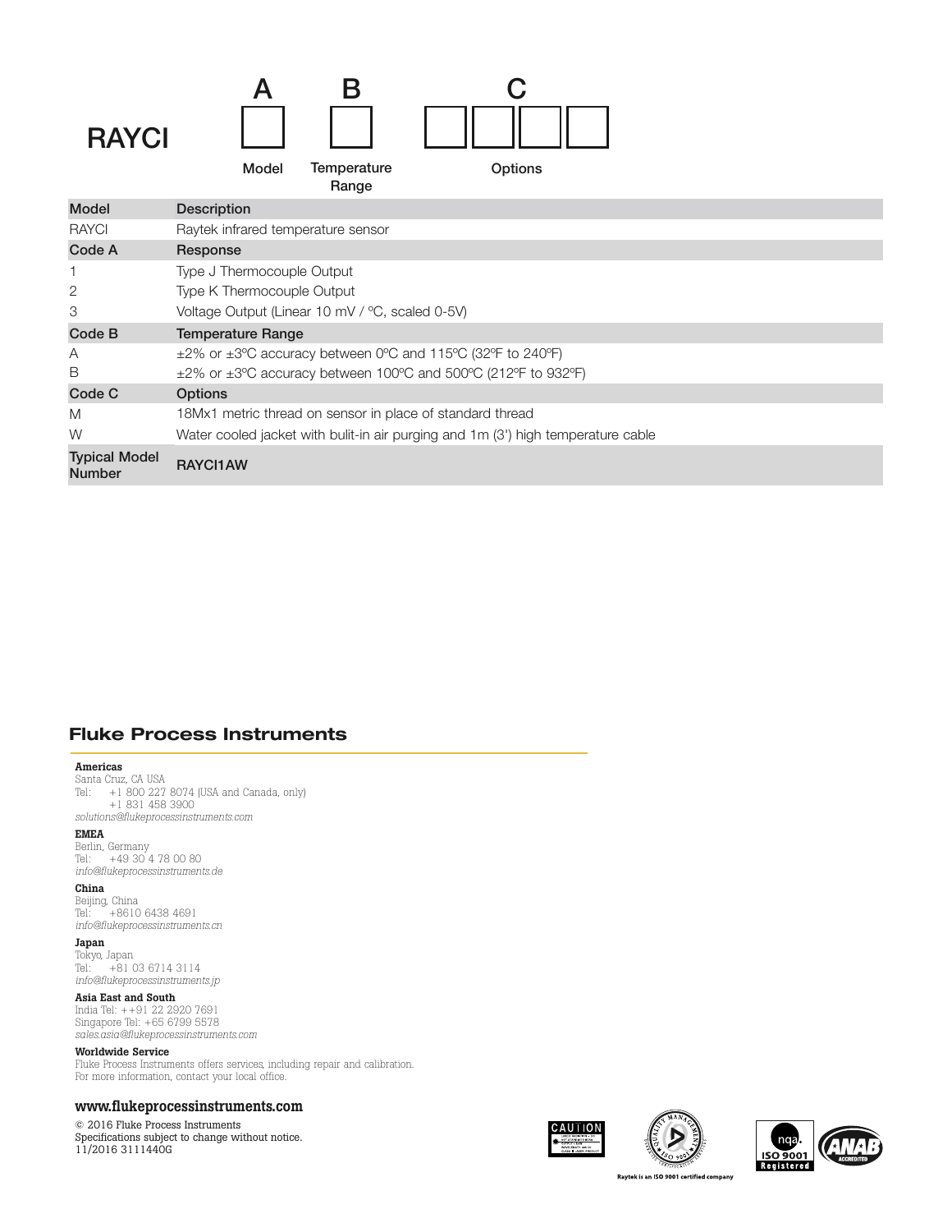# RAYCI

| A | B | C |
|---|---|---|
| Model | Temperature Range | Options |

| Model | Description |
|---|---|
| RAYCI | Raytek infrared temperature sensor |
| **Code A** | **Response** |
| 1 | Type J Thermocouple Output |
| 2 | Type K Thermocouple Output |
| 3 | Voltage Output (Linear 10 mV / ºC, scaled 0-5V) |
| **Code B** | **Temperature Range** |
| A | ±2% or ±3ºC accuracy between 0ºC and 115ºC (32ºF to 240ºF) |
| B | ±2% or ±3ºC accuracy between 100ºC and 500ºC (212ºF to 932ºF) |
| **Code C** | **Options** |
| M | 18Mx1 metric thread on sensor in place of standard thread |
| W | Water cooled jacket with bulit-in air purging and 1m (3') high temperature cable |
| **Typical Model Number** | **RAYCI1AW** |

## Fluke Process Instruments

**Americas**
Santa Cruz, CA USA
Tel: +1 800 227 8074 (USA and Canada, only)
+1 831 458 3900
*solutions@flukeprocessinstruments.com*

**EMEA**
Berlin, Germany
Tel: +49 30 4 78 00 80
*info@flukeprocessinstruments.de*

**China**
Beijing, China
Tel: +8610 6438 4691
*info@flukeprocessinstruments.cn*

**Japan**
Tokyo, Japan
Tel: +81 03 6714 3114
*info@flukeprocessinstruments.jp*

**Asia East and South**
India Tel: ++91 22 2920 7691
Singapore Tel: +65 6799 5578
*sales.asia@flukeprocessinstruments.com*

**Worldwide Service**
Fluke Process Instruments offers services, including repair and calibration.
For more information, contact your local office.

**www.flukeprocessinstruments.com**

© 2016 Fluke Process Instruments
Specifications subject to change without notice.
11/2016 3111440G

Raytek is an ISO 9001 certified company